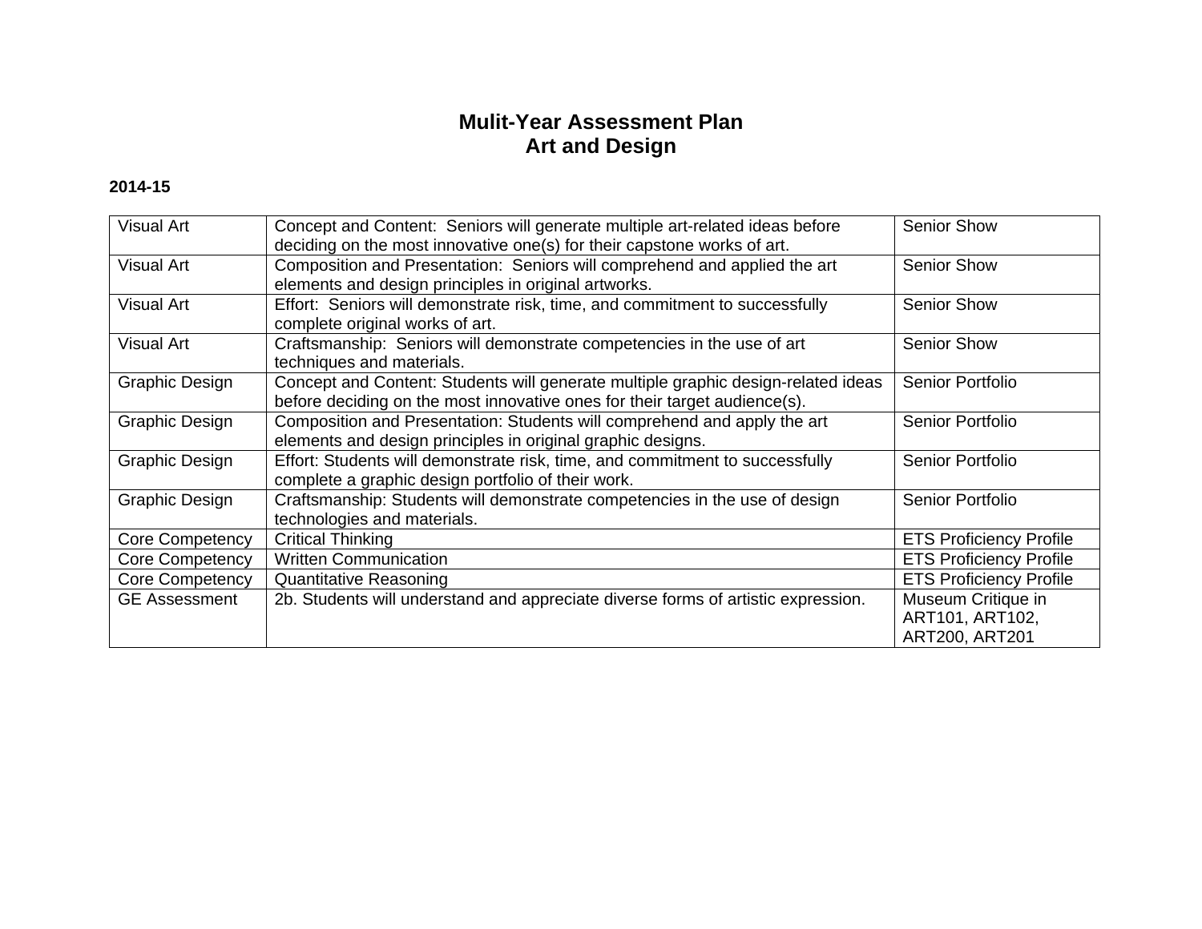# Mulit-Year Assessment Plan
# Art and Design

**2014-15**

| | | |
|---|---|---|
| Visual Art | Concept and Content: Seniors will generate multiple art-related ideas before deciding on the most innovative one(s) for their capstone works of art. | Senior Show |
| Visual Art | Composition and Presentation: Seniors will comprehend and applied the art elements and design principles in original artworks. | Senior Show |
| Visual Art | Effort: Seniors will demonstrate risk, time, and commitment to successfully complete original works of art. | Senior Show |
| Visual Art | Craftsmanship: Seniors will demonstrate competencies in the use of art techniques and materials. | Senior Show |
| Graphic Design | Concept and Content: Students will generate multiple graphic design-related ideas before deciding on the most innovative ones for their target audience(s). | Senior Portfolio |
| Graphic Design | Composition and Presentation: Students will comprehend and apply the art elements and design principles in original graphic designs. | Senior Portfolio |
| Graphic Design | Effort: Students will demonstrate risk, time, and commitment to successfully complete a graphic design portfolio of their work. | Senior Portfolio |
| Graphic Design | Craftsmanship: Students will demonstrate competencies in the use of design technologies and materials. | Senior Portfolio |
| Core Competency | Critical Thinking | ETS Proficiency Profile |
| Core Competency | Written Communication | ETS Proficiency Profile |
| Core Competency | Quantitative Reasoning | ETS Proficiency Profile |
| GE Assessment | 2b. Students will understand and appreciate diverse forms of artistic expression. | Museum Critique in ART101, ART102, ART200, ART201 |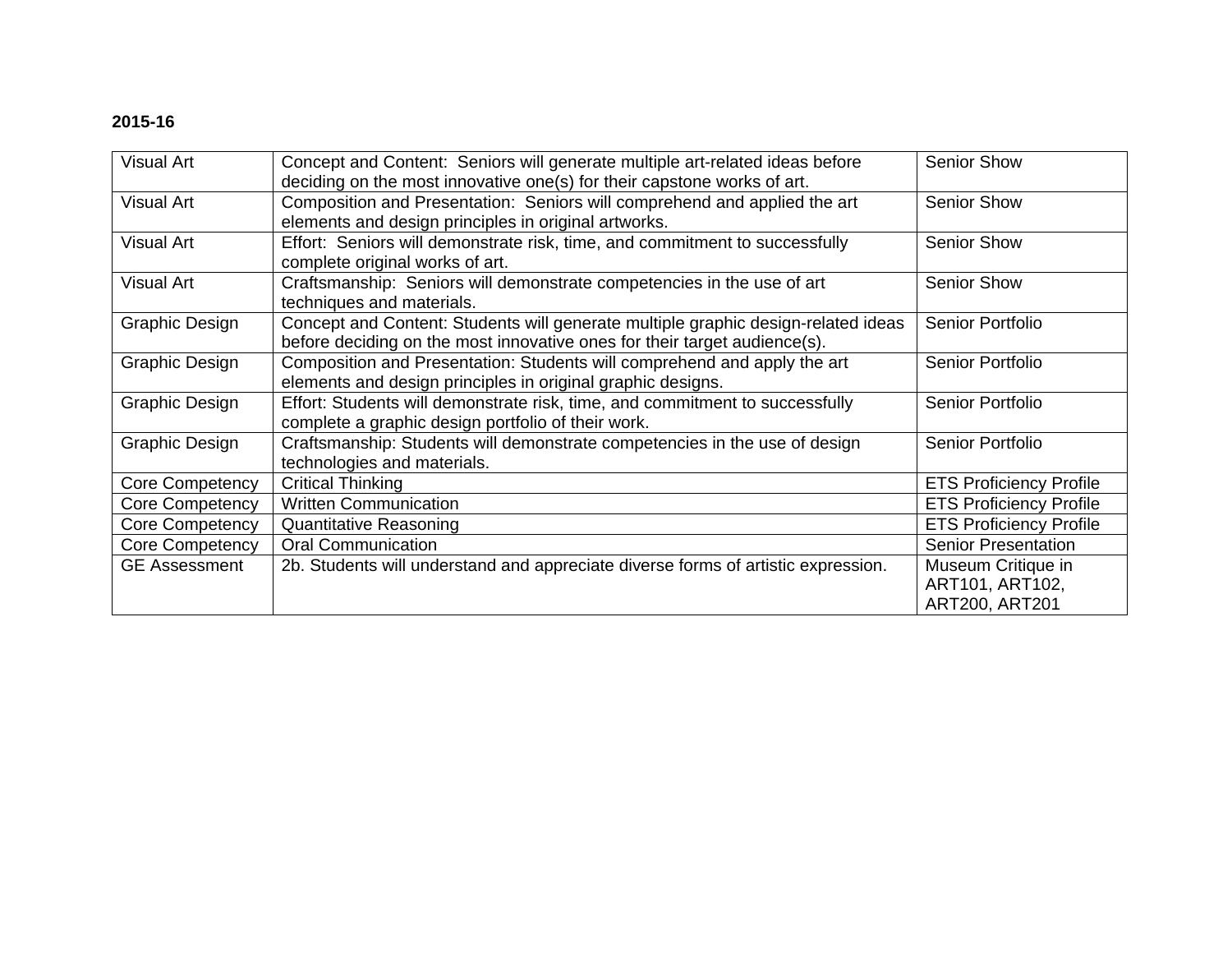**2015-16**

| | | |
|---|---|---|
| Visual Art | Concept and Content: Seniors will generate multiple art-related ideas before deciding on the most innovative one(s) for their capstone works of art. | Senior Show |
| Visual Art | Composition and Presentation: Seniors will comprehend and applied the art elements and design principles in original artworks. | Senior Show |
| Visual Art | Effort: Seniors will demonstrate risk, time, and commitment to successfully complete original works of art. | Senior Show |
| Visual Art | Craftsmanship: Seniors will demonstrate competencies in the use of art techniques and materials. | Senior Show |
| Graphic Design | Concept and Content: Students will generate multiple graphic design-related ideas before deciding on the most innovative ones for their target audience(s). | Senior Portfolio |
| Graphic Design | Composition and Presentation: Students will comprehend and apply the art elements and design principles in original graphic designs. | Senior Portfolio |
| Graphic Design | Effort: Students will demonstrate risk, time, and commitment to successfully complete a graphic design portfolio of their work. | Senior Portfolio |
| Graphic Design | Craftsmanship: Students will demonstrate competencies in the use of design technologies and materials. | Senior Portfolio |
| Core Competency | Critical Thinking | ETS Proficiency Profile |
| Core Competency | Written Communication | ETS Proficiency Profile |
| Core Competency | Quantitative Reasoning | ETS Proficiency Profile |
| Core Competency | Oral Communication | Senior Presentation |
| GE Assessment | 2b. Students will understand and appreciate diverse forms of artistic expression. | Museum Critique in ART101, ART102, ART200, ART201 |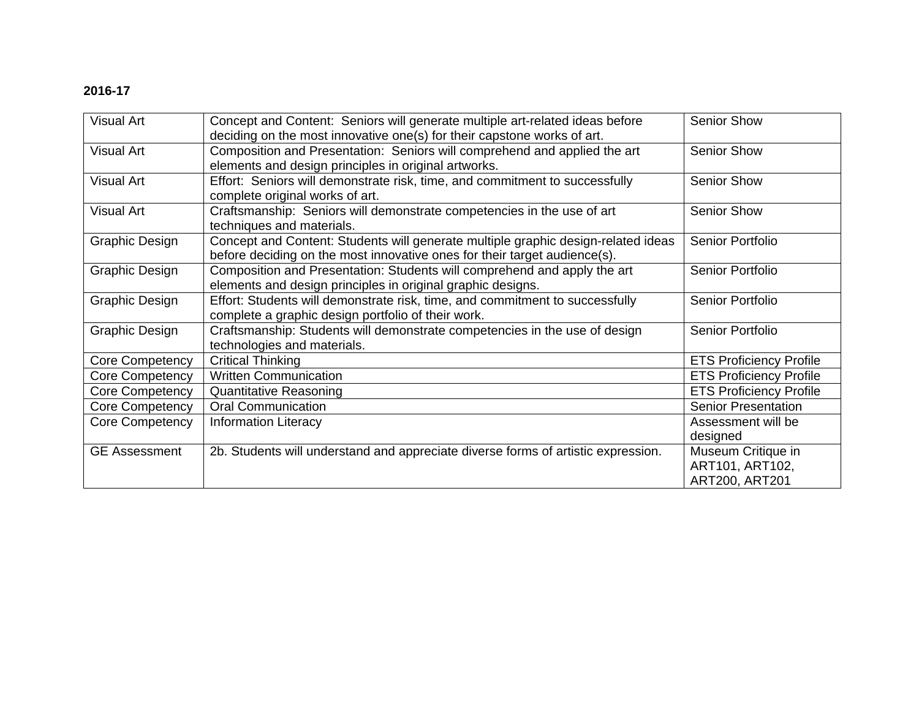**2016-17**

| | | |
|---|---|---|
| Visual Art | Concept and Content:  Seniors will generate multiple art-related ideas before deciding on the most innovative one(s) for their capstone works of art. | Senior Show |
| Visual Art | Composition and Presentation:  Seniors will comprehend and applied the art elements and design principles in original artworks. | Senior Show |
| Visual Art | Effort:  Seniors will demonstrate risk, time, and commitment to successfully complete original works of art. | Senior Show |
| Visual Art | Craftsmanship:  Seniors will demonstrate competencies in the use of art techniques and materials. | Senior Show |
| Graphic Design | Concept and Content: Students will generate multiple graphic design-related ideas before deciding on the most innovative ones for their target audience(s). | Senior Portfolio |
| Graphic Design | Composition and Presentation: Students will comprehend and apply the art elements and design principles in original graphic designs. | Senior Portfolio |
| Graphic Design | Effort: Students will demonstrate risk, time, and commitment to successfully complete a graphic design portfolio of their work. | Senior Portfolio |
| Graphic Design | Craftsmanship: Students will demonstrate competencies in the use of design technologies and materials. | Senior Portfolio |
| Core Competency | Critical Thinking | ETS Proficiency Profile |
| Core Competency | Written Communication | ETS Proficiency Profile |
| Core Competency | Quantitative Reasoning | ETS Proficiency Profile |
| Core Competency | Oral Communication | Senior Presentation |
| Core Competency | Information Literacy | Assessment will be designed |
| GE Assessment | 2b. Students will understand and appreciate diverse forms of artistic expression. | Museum Critique in ART101, ART102, ART200, ART201 |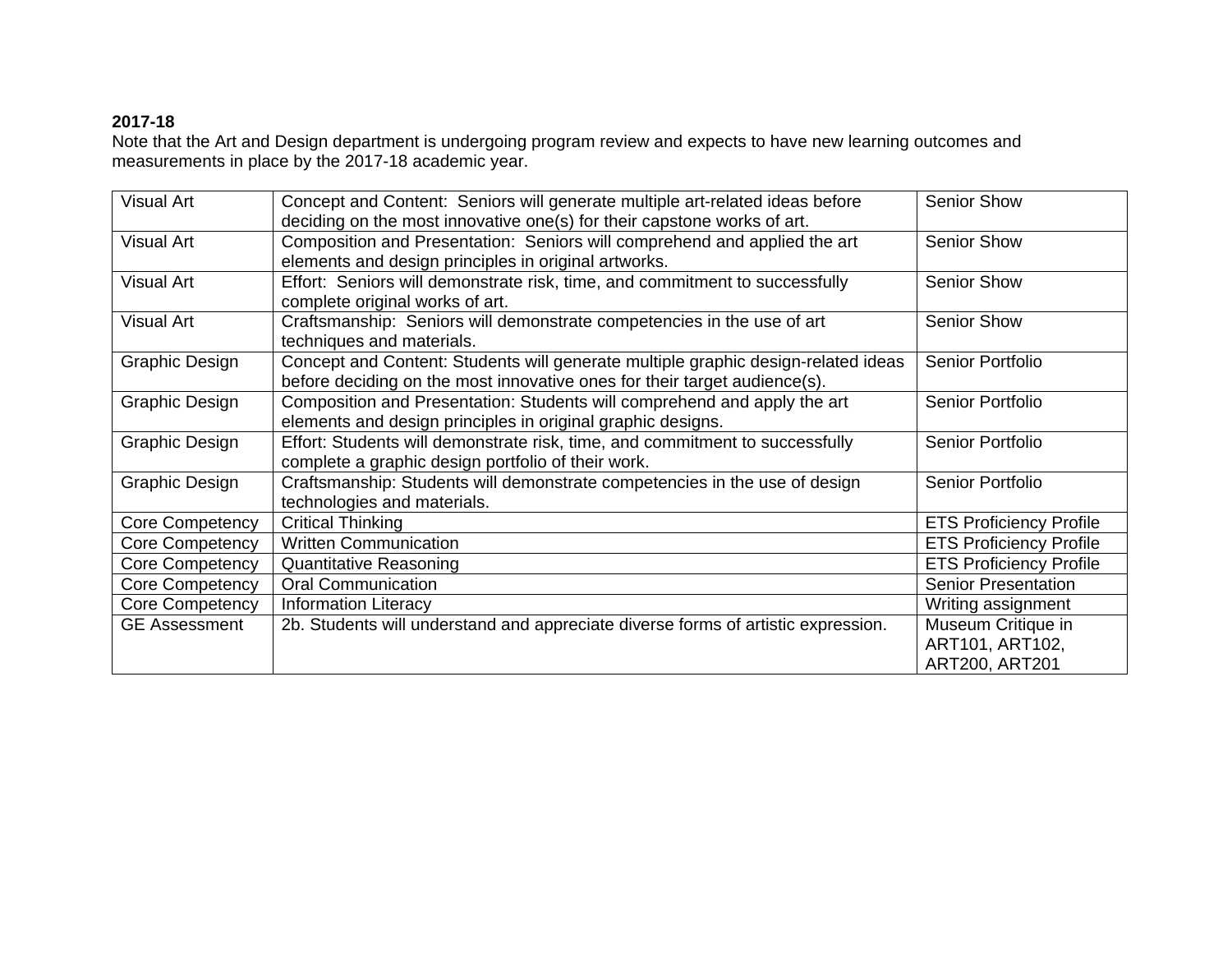**2017-18**
Note that the Art and Design department is undergoing program review and expects to have new learning outcomes and measurements in place by the 2017-18 academic year.

| | | |
|---|---|---|
| Visual Art | Concept and Content: Seniors will generate multiple art-related ideas before deciding on the most innovative one(s) for their capstone works of art. | Senior Show |
| Visual Art | Composition and Presentation: Seniors will comprehend and applied the art elements and design principles in original artworks. | Senior Show |
| Visual Art | Effort: Seniors will demonstrate risk, time, and commitment to successfully complete original works of art. | Senior Show |
| Visual Art | Craftsmanship: Seniors will demonstrate competencies in the use of art techniques and materials. | Senior Show |
| Graphic Design | Concept and Content: Students will generate multiple graphic design-related ideas before deciding on the most innovative ones for their target audience(s). | Senior Portfolio |
| Graphic Design | Composition and Presentation: Students will comprehend and apply the art elements and design principles in original graphic designs. | Senior Portfolio |
| Graphic Design | Effort: Students will demonstrate risk, time, and commitment to successfully complete a graphic design portfolio of their work. | Senior Portfolio |
| Graphic Design | Craftsmanship: Students will demonstrate competencies in the use of design technologies and materials. | Senior Portfolio |
| Core Competency | Critical Thinking | ETS Proficiency Profile |
| Core Competency | Written Communication | ETS Proficiency Profile |
| Core Competency | Quantitative Reasoning | ETS Proficiency Profile |
| Core Competency | Oral Communication | Senior Presentation |
| Core Competency | Information Literacy | Writing assignment |
| GE Assessment | 2b. Students will understand and appreciate diverse forms of artistic expression. | Museum Critique in ART101, ART102, ART200, ART201 |